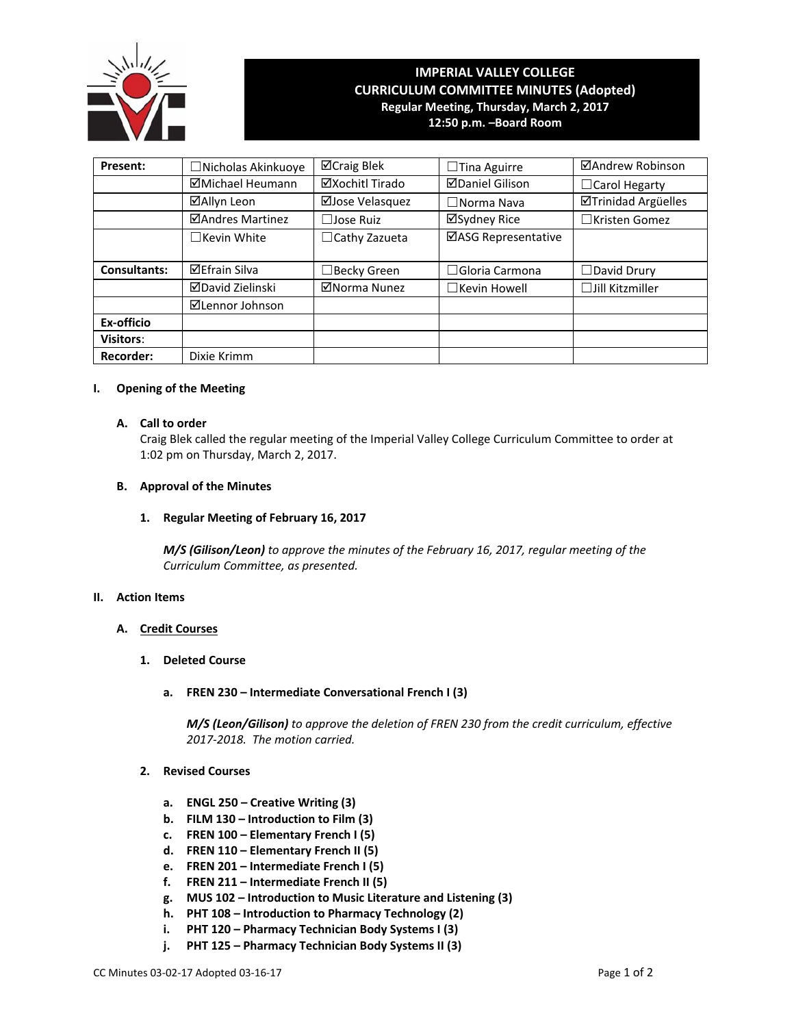# IMPERIAL VALLEY COLLEGE
## CURRICULUM COMMITTEE MINUTES (Adopted)
**Regular Meeting, Thursday, March 2, 2017**
**12:50 p.m. –Board Room**

| Present: | ☐Nicholas Akinkuoye | ☑Craig Blek | ☐Tina Aguirre | ☑Andrew Robinson |
|---|---|---|---|---|
| | ☑Michael Heumann | ☑Xochitl Tirado | ☑Daniel Gilison | ☐Carol Hegarty |
| | ☑Allyn Leon | ☑Jose Velasquez | ☐Norma Nava | ☑Trinidad Argüelles |
| | ☑Andres Martinez | ☐Jose Ruiz | ☑Sydney Rice | ☐Kristen Gomez |
| | ☐Kevin White | ☐Cathy Zazueta | ☑ASG Representative | |
| **Consultants:** | ☑Efrain Silva | ☐Becky Green | ☐Gloria Carmona | ☐David Drury |
| | ☑David Zielinski | ☑Norma Nunez | ☐Kevin Howell | ☐Jill Kitzmiller |
| | ☑Lennor Johnson | | | |
| **Ex-officio** | | | | |
| **Visitors:** | | | | |
| **Recorder:** | Dixie Krimm | | | |

## I. Opening of the Meeting

### A. Call to order

Craig Blek called the regular meeting of the Imperial Valley College Curriculum Committee to order at 1:02 pm on Thursday, March 2, 2017.

### B. Approval of the Minutes

#### 1. Regular Meeting of February 16, 2017

***M/S (Gilison/Leon)*** *to approve the minutes of the February 16, 2017, regular meeting of the Curriculum Committee, as presented.*

## II. Action Items

### A. Credit Courses

#### 1. Deleted Course

**a. FREN 230 – Intermediate Conversational French I (3)**

***M/S (Leon/Gilison)*** *to approve the deletion of FREN 230 from the credit curriculum, effective 2017-2018. The motion carried.*

#### 2. Revised Courses

- **a. ENGL 250 – Creative Writing (3)**
- **b. FILM 130 – Introduction to Film (3)**
- **c. FREN 100 – Elementary French I (5)**
- **d. FREN 110 – Elementary French II (5)**
- **e. FREN 201 – Intermediate French I (5)**
- **f. FREN 211 – Intermediate French II (5)**
- **g. MUS 102 – Introduction to Music Literature and Listening (3)**
- **h. PHT 108 – Introduction to Pharmacy Technology (2)**
- **i. PHT 120 – Pharmacy Technician Body Systems I (3)**
- **j. PHT 125 – Pharmacy Technician Body Systems II (3)**

CC Minutes 03-02-17 Adopted 03-16-17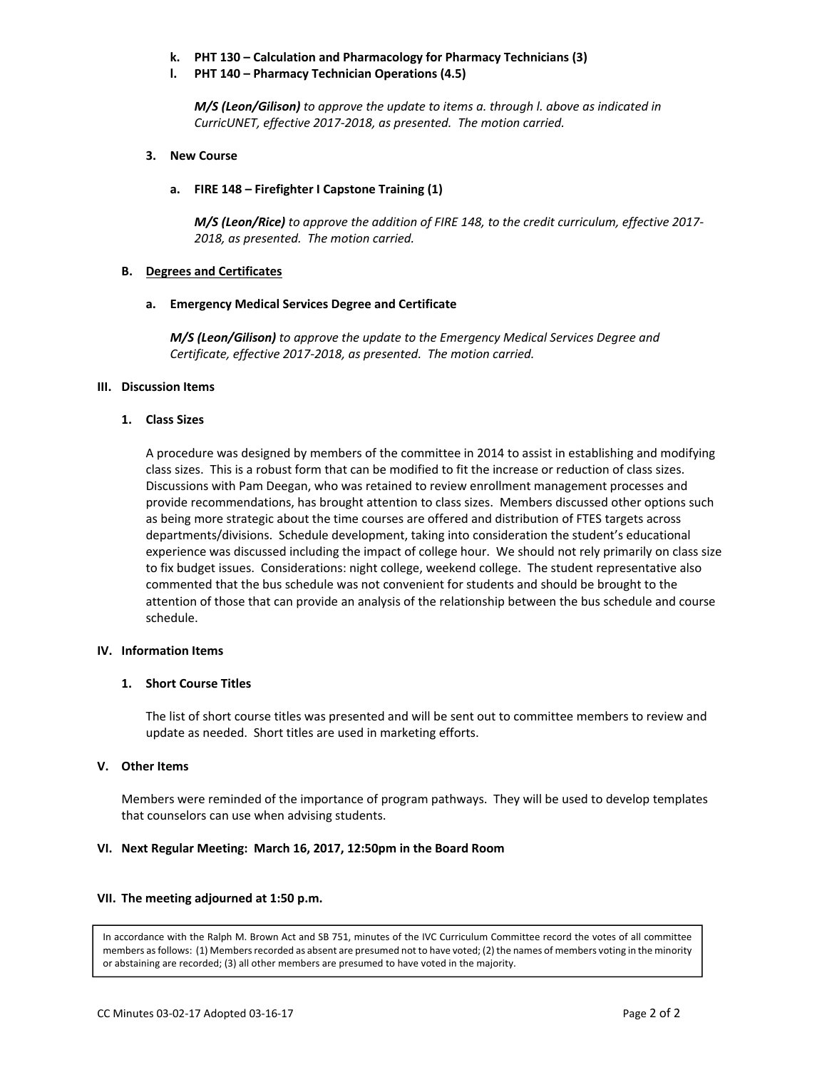**k. PHT 130 – Calculation and Pharmacology for Pharmacy Technicians (3)**

**l. PHT 140 – Pharmacy Technician Operations (4.5)**

***M/S (Leon/Gilison)*** *to approve the update to items a. through l. above as indicated in CurricUNET, effective 2017-2018, as presented. The motion carried.*

**3. New Course**

**a. FIRE 148 – Firefighter I Capstone Training (1)**

***M/S (Leon/Rice)*** *to approve the addition of FIRE 148, to the credit curriculum, effective 2017-2018, as presented. The motion carried.*

**B. Degrees and Certificates**

**a. Emergency Medical Services Degree and Certificate**

***M/S (Leon/Gilison)*** *to approve the update to the Emergency Medical Services Degree and Certificate, effective 2017-2018, as presented. The motion carried.*

## III. Discussion Items

**1. Class Sizes**

A procedure was designed by members of the committee in 2014 to assist in establishing and modifying class sizes. This is a robust form that can be modified to fit the increase or reduction of class sizes. Discussions with Pam Deegan, who was retained to review enrollment management processes and provide recommendations, has brought attention to class sizes. Members discussed other options such as being more strategic about the time courses are offered and distribution of FTES targets across departments/divisions. Schedule development, taking into consideration the student's educational experience was discussed including the impact of college hour. We should not rely primarily on class size to fix budget issues. Considerations: night college, weekend college. The student representative also commented that the bus schedule was not convenient for students and should be brought to the attention of those that can provide an analysis of the relationship between the bus schedule and course schedule.

## IV. Information Items

**1. Short Course Titles**

The list of short course titles was presented and will be sent out to committee members to review and update as needed. Short titles are used in marketing efforts.

## V. Other Items

Members were reminded of the importance of program pathways. They will be used to develop templates that counselors can use when advising students.

## VI. Next Regular Meeting: March 16, 2017, 12:50pm in the Board Room

## VII. The meeting adjourned at 1:50 p.m.

In accordance with the Ralph M. Brown Act and SB 751, minutes of the IVC Curriculum Committee record the votes of all committee members as follows: (1) Members recorded as absent are presumed not to have voted; (2) the names of members voting in the minority or abstaining are recorded; (3) all other members are presumed to have voted in the majority.